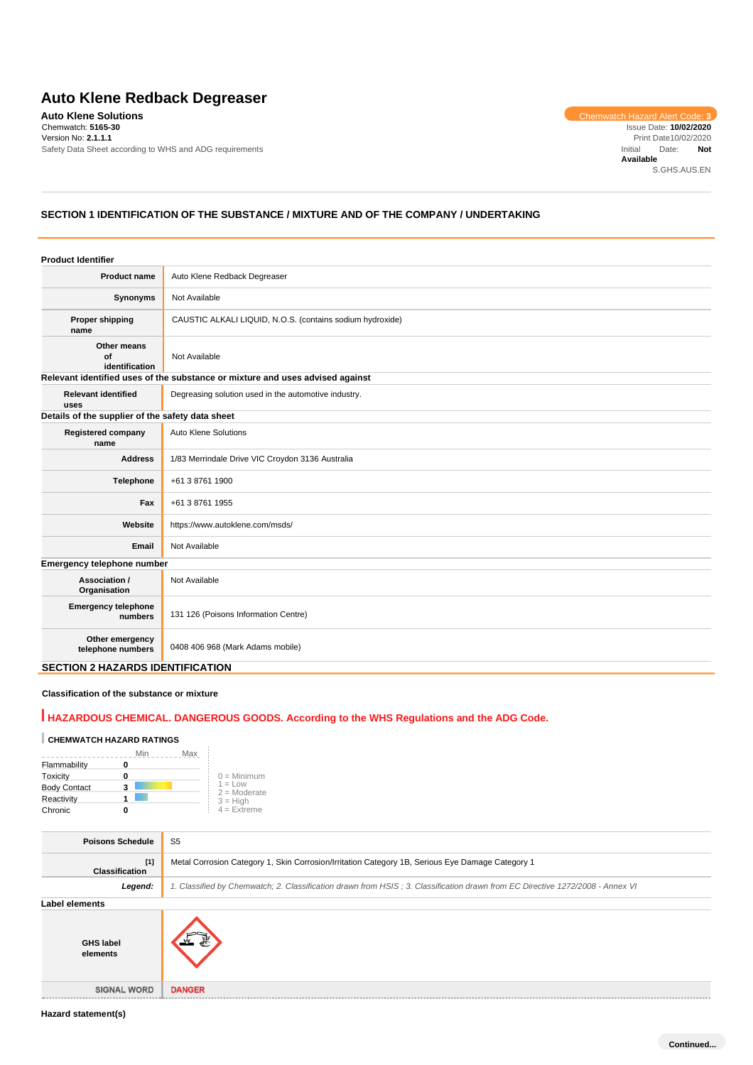# Auto Klene Redback Degreaser

**Auto Klene Solutions**
Chemwatch: **5165-30**
Version No: **2.1.1.1**
Safety Data Sheet according to WHS and ADG requirements

Chemwatch Hazard Alert Code: **3**
Issue Date: **10/02/2020**
Print Date10/02/2020
Initial Date: **Not Available**
S.GHS.AUS.EN

## SECTION 1 IDENTIFICATION OF THE SUBSTANCE / MIXTURE AND OF THE COMPANY / UNDERTAKING

### Product Identifier

| | |
|---|---|
| **Product name** | Auto Klene Redback Degreaser |
| **Synonyms** | Not Available |
| **Proper shipping name** | CAUSTIC ALKALI LIQUID, N.O.S. (contains sodium hydroxide) |
| **Other means of identification** | Not Available |

### Relevant identified uses of the substance or mixture and uses advised against

| | |
|---|---|
| **Relevant identified uses** | Degreasing solution used in the automotive industry. |

### Details of the supplier of the safety data sheet

| | |
|---|---|
| **Registered company name** | Auto Klene Solutions |
| **Address** | 1/83 Merrindale Drive VIC Croydon 3136 Australia |
| **Telephone** | +61 3 8761 1900 |
| **Fax** | +61 3 8761 1955 |
| **Website** | https://www.autoklene.com/msds/ |
| **Email** | Not Available |

### Emergency telephone number

| | |
|---|---|
| **Association / Organisation** | Not Available |
| **Emergency telephone numbers** | 131 126 (Poisons Information Centre) |
| **Other emergency telephone numbers** | 0408 406 968 (Mark Adams mobile) |

## SECTION 2 HAZARDS IDENTIFICATION

### Classification of the substance or mixture

**HAZARDOUS CHEMICAL. DANGEROUS GOODS. According to the WHS Regulations and the ADG Code.**

**CHEMWATCH HAZARD RATINGS**

| | Rating |
|---|---|
| Flammability | 0 |
| Toxicity | 0 |
| Body Contact | 3 |
| Reactivity | 1 |
| Chronic | 0 |

0 = Minimum
1 = Low
2 = Moderate
3 = High
4 = Extreme

| | |
|---|---|
| **Poisons Schedule** | S5 |
| **Classification** [1] | Metal Corrosion Category 1, Skin Corrosion/Irritation Category 1B, Serious Eye Damage Category 1 |
| ***Legend:*** | *1. Classified by Chemwatch; 2. Classification drawn from HSIS ; 3. Classification drawn from EC Directive 1272/2008 - Annex VI* |

### Label elements

| | |
|---|---|
| **GHS label elements** | |
| **SIGNAL WORD** | **DANGER** |

### Hazard statement(s)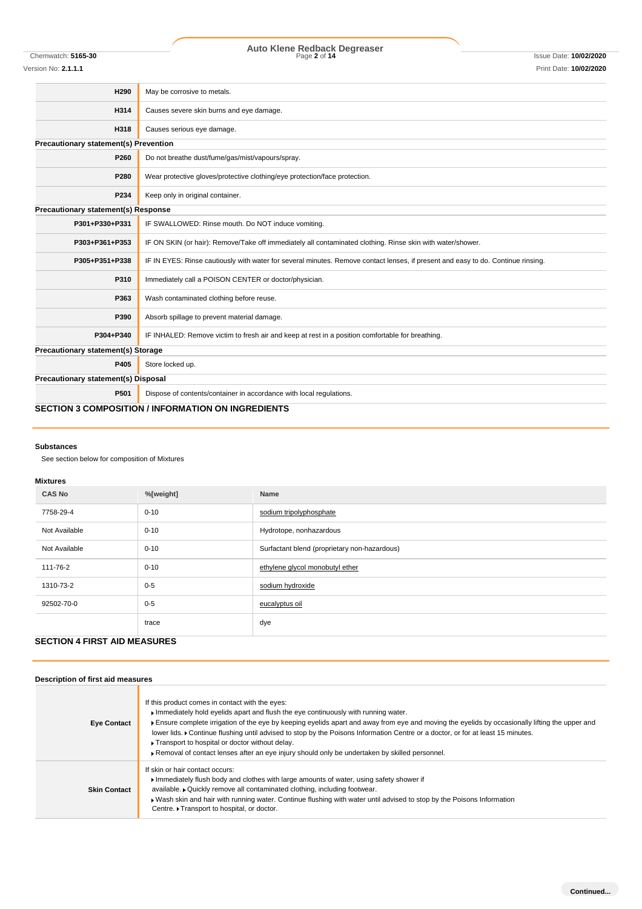| | |
|---|---|
| **H290** | May be corrosive to metals. |
| **H314** | Causes severe skin burns and eye damage. |
| **H318** | Causes serious eye damage. |

**Precautionary statement(s) Prevention**

| | |
|---|---|
| **P260** | Do not breathe dust/fume/gas/mist/vapours/spray. |
| **P280** | Wear protective gloves/protective clothing/eye protection/face protection. |
| **P234** | Keep only in original container. |

**Precautionary statement(s) Response**

| | |
|---|---|
| **P301+P330+P331** | IF SWALLOWED: Rinse mouth. Do NOT induce vomiting. |
| **P303+P361+P353** | IF ON SKIN (or hair): Remove/Take off immediately all contaminated clothing. Rinse skin with water/shower. |
| **P305+P351+P338** | IF IN EYES: Rinse cautiously with water for several minutes. Remove contact lenses, if present and easy to do. Continue rinsing. |
| **P310** | Immediately call a POISON CENTER or doctor/physician. |
| **P363** | Wash contaminated clothing before reuse. |
| **P390** | Absorb spillage to prevent material damage. |
| **P304+P340** | IF INHALED: Remove victim to fresh air and keep at rest in a position comfortable for breathing. |

**Precautionary statement(s) Storage**

| | |
|---|---|
| **P405** | Store locked up. |

**Precautionary statement(s) Disposal**

| | |
|---|---|
| **P501** | Dispose of contents/container in accordance with local regulations. |

## SECTION 3 COMPOSITION / INFORMATION ON INGREDIENTS

**Substances**

See section below for composition of Mixtures

**Mixtures**

| CAS No | %[weight] | Name |
|---|---|---|
| 7758-29-4 | 0-10 | sodium tripolyphosphate |
| Not Available | 0-10 | Hydrotope, nonhazardous |
| Not Available | 0-10 | Surfactant blend (proprietary non-hazardous) |
| 111-76-2 | 0-10 | ethylene glycol monobutyl ether |
| 1310-73-2 | 0-5 | sodium hydroxide |
| 92502-70-0 | 0-5 | eucalyptus oil |
| | trace | dye |

## SECTION 4 FIRST AID MEASURES

**Description of first aid measures**

| | |
|---|---|
| **Eye Contact** | If this product comes in contact with the eyes:<br>▸ Immediately hold eyelids apart and flush the eye continuously with running water.<br>▸ Ensure complete irrigation of the eye by keeping eyelids apart and away from eye and moving the eyelids by occasionally lifting the upper and lower lids. ▸ Continue flushing until advised to stop by the Poisons Information Centre or a doctor, or for at least 15 minutes.<br>▸ Transport to hospital or doctor without delay.<br>▸ Removal of contact lenses after an eye injury should only be undertaken by skilled personnel. |
| **Skin Contact** | If skin or hair contact occurs:<br>▸ Immediately flush body and clothes with large amounts of water, using safety shower if available. ▸ Quickly remove all contaminated clothing, including footwear.<br>▸ Wash skin and hair with running water. Continue flushing with water until advised to stop by the Poisons Information Centre. ▸ Transport to hospital, or doctor. |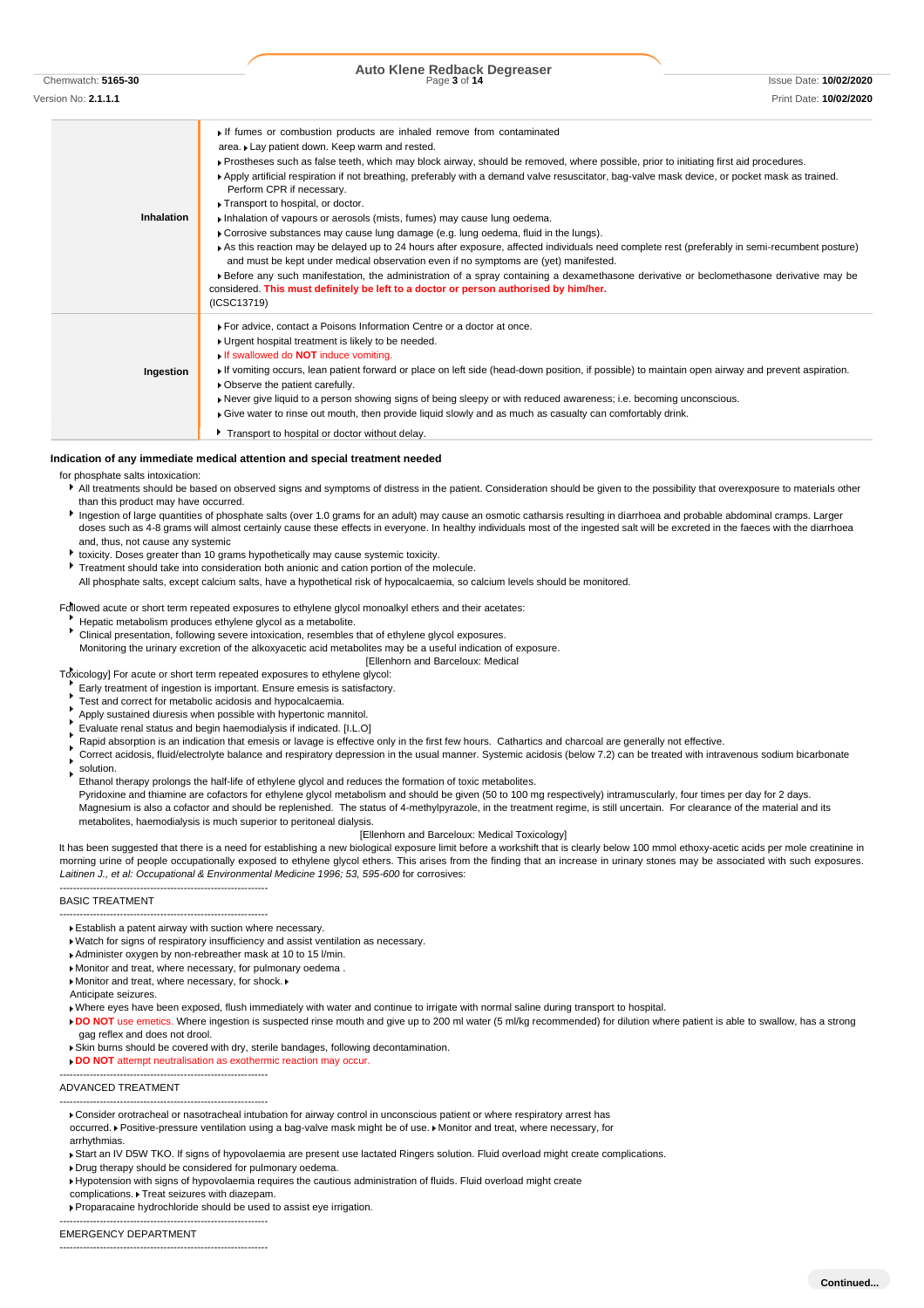| | |
|---|---|
| **Inhalation** | ▸ If fumes or combustion products are inhaled remove from contaminated area. ▸ Lay patient down. Keep warm and rested.<br>▸ Prostheses such as false teeth, which may block airway, should be removed, where possible, prior to initiating first aid procedures.<br>▸ Apply artificial respiration if not breathing, preferably with a demand valve resuscitator, bag-valve mask device, or pocket mask as trained. Perform CPR if necessary.<br>▸ Transport to hospital, or doctor.<br>▸ Inhalation of vapours or aerosols (mists, fumes) may cause lung oedema.<br>▸ Corrosive substances may cause lung damage (e.g. lung oedema, fluid in the lungs).<br>▸ As this reaction may be delayed up to 24 hours after exposure, affected individuals need complete rest (preferably in semi-recumbent posture) and must be kept under medical observation even if no symptoms are (yet) manifested.<br>▸ Before any such manifestation, the administration of a spray containing a dexamethasone derivative or beclomethasone derivative may be considered. **This must definitely be left to a doctor or person authorised by him/her.**<br>(ICSC13719) |
| **Ingestion** | ▸ For advice, contact a Poisons Information Centre or a doctor at once.<br>▸ Urgent hospital treatment is likely to be needed.<br>▸ If swallowed do **NOT** induce vomiting.<br>▸ If vomiting occurs, lean patient forward or place on left side (head-down position, if possible) to maintain open airway and prevent aspiration.<br>▸ Observe the patient carefully.<br>▸ Never give liquid to a person showing signs of being sleepy or with reduced awareness; i.e. becoming unconscious.<br>▸ Give water to rinse out mouth, then provide liquid slowly and as much as casualty can comfortably drink.<br>▸ Transport to hospital or doctor without delay. |

**Indication of any immediate medical attention and special treatment needed**

for phosphate salts intoxication:

- All treatments should be based on observed signs and symptoms of distress in the patient. Consideration should be given to the possibility that overexposure to materials other than this product may have occurred.
- Ingestion of large quantities of phosphate salts (over 1.0 grams for an adult) may cause an osmotic catharsis resulting in diarrhoea and probable abdominal cramps. Larger doses such as 4-8 grams will almost certainly cause these effects in everyone. In healthy individuals most of the ingested salt will be excreted in the faeces with the diarrhoea and, thus, not cause any systemic
- toxicity. Doses greater than 10 grams hypothetically may cause systemic toxicity.
- Treatment should take into consideration both anionic and cation portion of the molecule.

All phosphate salts, except calcium salts, have a hypothetical risk of hypocalcaemia, so calcium levels should be monitored.

Followed acute or short term repeated exposures to ethylene glycol monoalkyl ethers and their acetates:

- Hepatic metabolism produces ethylene glycol as a metabolite.
- Clinical presentation, following severe intoxication, resembles that of ethylene glycol exposures.

Monitoring the urinary excretion of the alkoxyacetic acid metabolites may be a useful indication of exposure.

[Ellenhorn and Barceloux: Medical Toxicology] For acute or short term repeated exposures to ethylene glycol:

- Early treatment of ingestion is important. Ensure emesis is satisfactory.
- Test and correct for metabolic acidosis and hypocalcaemia.
- Apply sustained diuresis when possible with hypertonic mannitol.
- Evaluate renal status and begin haemodialysis if indicated. [I.L.O]
- Rapid absorption is an indication that emesis or lavage is effective only in the first few hours. Cathartics and charcoal are generally not effective.
- Correct acidosis, fluid/electrolyte balance and respiratory depression in the usual manner. Systemic acidosis (below 7.2) can be treated with intravenous sodium bicarbonate solution.
- Ethanol therapy prolongs the half-life of ethylene glycol and reduces the formation of toxic metabolites.

Pyridoxine and thiamine are cofactors for ethylene glycol metabolism and should be given (50 to 100 mg respectively) intramuscularly, four times per day for 2 days. Magnesium is also a cofactor and should be replenished. The status of 4-methylpyrazole, in the treatment regime, is still uncertain. For clearance of the material and its metabolites, haemodialysis is much superior to peritoneal dialysis.

[Ellenhorn and Barceloux: Medical Toxicology]

It has been suggested that there is a need for establishing a new biological exposure limit before a workshift that is clearly below 100 mmol ethoxy-acetic acids per mole creatinine in morning urine of people occupationally exposed to ethylene glycol ethers. This arises from the finding that an increase in urinary stones may be associated with such exposures. *Laitinen J., et al: Occupational & Environmental Medicine 1996; 53, 595-600* for corrosives:

--------------------------------------------------------------

BASIC TREATMENT

--------------------------------------------------------------

- Establish a patent airway with suction where necessary.
- Watch for signs of respiratory insufficiency and assist ventilation as necessary.
- Administer oxygen by non-rebreather mask at 10 to 15 l/min.
- Monitor and treat, where necessary, for pulmonary oedema .
- Monitor and treat, where necessary, for shock. ▸ Anticipate seizures.
- Where eyes have been exposed, flush immediately with water and continue to irrigate with normal saline during transport to hospital.
- **DO NOT** use emetics. Where ingestion is suspected rinse mouth and give up to 200 ml water (5 ml/kg recommended) for dilution where patient is able to swallow, has a strong gag reflex and does not drool.
- Skin burns should be covered with dry, sterile bandages, following decontamination.
- **DO NOT** attempt neutralisation as exothermic reaction may occur.

--------------------------------------------------------------

ADVANCED TREATMENT

--------------------------------------------------------------

- Consider orotracheal or nasotracheal intubation for airway control in unconscious patient or where respiratory arrest has occurred. ▸ Positive-pressure ventilation using a bag-valve mask might be of use. ▸ Monitor and treat, where necessary, for arrhythmias.
- Start an IV D5W TKO. If signs of hypovolaemia are present use lactated Ringers solution. Fluid overload might create complications.
- Drug therapy should be considered for pulmonary oedema.
- Hypotension with signs of hypovolaemia requires the cautious administration of fluids. Fluid overload might create complications. ▸ Treat seizures with diazepam.
- Proparacaine hydrochloride should be used to assist eye irrigation.

--------------------------------------------------------------

EMERGENCY DEPARTMENT

--------------------------------------------------------------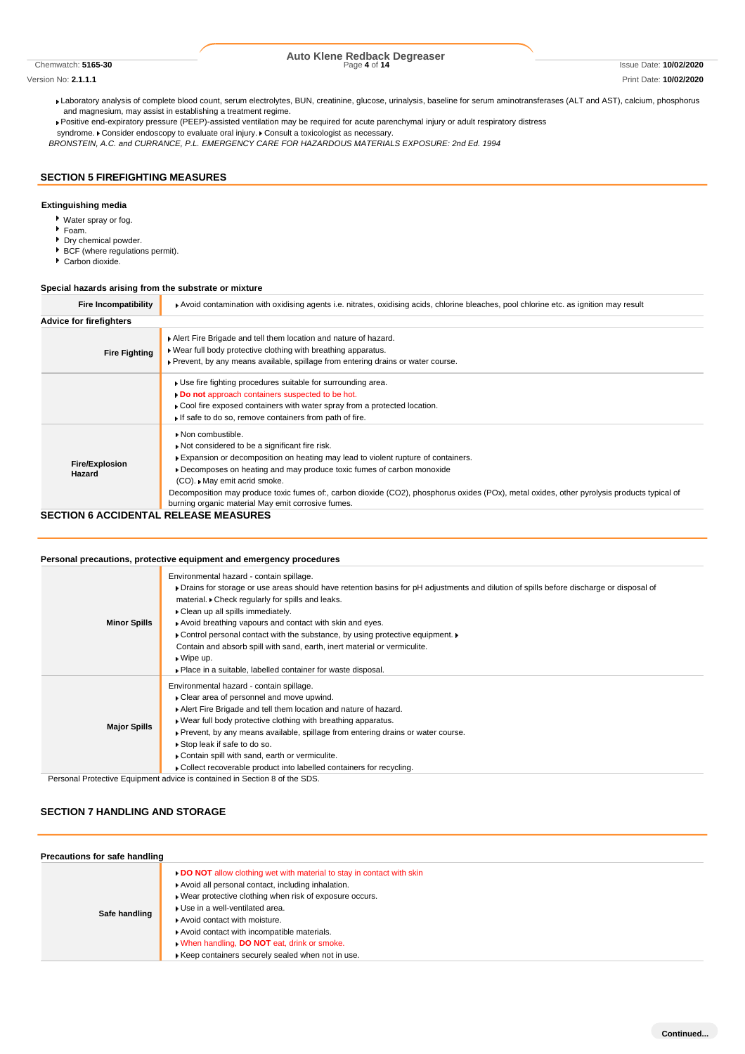- Laboratory analysis of complete blood count, serum electrolytes, BUN, creatinine, glucose, urinalysis, baseline for serum aminotransferases (ALT and AST), calcium, phosphorus and magnesium, may assist in establishing a treatment regime.
- Positive end-expiratory pressure (PEEP)-assisted ventilation may be required for acute parenchymal injury or adult respiratory distress syndrome.
- Consider endoscopy to evaluate oral injury.
- Consult a toxicologist as necessary.

*BRONSTEIN, A.C. and CURRANCE, P.L. EMERGENCY CARE FOR HAZARDOUS MATERIALS EXPOSURE: 2nd Ed. 1994*

## SECTION 5 FIREFIGHTING MEASURES

### Extinguishing media

- Water spray or fog.
- Foam.
- Dry chemical powder.
- BCF (where regulations permit).
- Carbon dioxide.

### Special hazards arising from the substrate or mixture

| | |
|---|---|
| **Fire Incompatibility** | Avoid contamination with oxidising agents i.e. nitrates, oxidising acids, chlorine bleaches, pool chlorine etc. as ignition may result |

### Advice for firefighters

| | |
|---|---|
| **Fire Fighting** | Alert Fire Brigade and tell them location and nature of hazard.<br>Wear full body protective clothing with breathing apparatus.<br>Prevent, by any means available, spillage from entering drains or water course. |
| | Use fire fighting procedures suitable for surrounding area.<br>**Do not** approach containers suspected to be hot.<br>Cool fire exposed containers with water spray from a protected location.<br>If safe to do so, remove containers from path of fire. |
| **Fire/Explosion Hazard** | Non combustible.<br>Not considered to be a significant fire risk.<br>Expansion or decomposition on heating may lead to violent rupture of containers.<br>Decomposes on heating and may produce toxic fumes of carbon monoxide (CO).<br>May emit acrid smoke.<br>Decomposition may produce toxic fumes of:, carbon dioxide ($CO_2$), phosphorus oxides (POx), metal oxides, other pyrolysis products typical of burning organic material May emit corrosive fumes. |

## SECTION 6 ACCIDENTAL RELEASE MEASURES

### Personal precautions, protective equipment and emergency procedures

| | |
|---|---|
| **Minor Spills** | Environmental hazard - contain spillage.<br>Drains for storage or use areas should have retention basins for pH adjustments and dilution of spills before discharge or disposal of material.<br>Check regularly for spills and leaks.<br>Clean up all spills immediately.<br>Avoid breathing vapours and contact with skin and eyes.<br>Control personal contact with the substance, by using protective equipment.<br>Contain and absorb spill with sand, earth, inert material or vermiculite.<br>Wipe up.<br>Place in a suitable, labelled container for waste disposal. |
| **Major Spills** | Environmental hazard - contain spillage.<br>Clear area of personnel and move upwind.<br>Alert Fire Brigade and tell them location and nature of hazard.<br>Wear full body protective clothing with breathing apparatus.<br>Prevent, by any means available, spillage from entering drains or water course.<br>Stop leak if safe to do so.<br>Contain spill with sand, earth or vermiculite.<br>Collect recoverable product into labelled containers for recycling. |

Personal Protective Equipment advice is contained in Section 8 of the SDS.

## SECTION 7 HANDLING AND STORAGE

### Precautions for safe handling

| | |
|---|---|
| **Safe handling** | **DO NOT** allow clothing wet with material to stay in contact with skin<br>Avoid all personal contact, including inhalation.<br>Wear protective clothing when risk of exposure occurs.<br>Use in a well-ventilated area.<br>Avoid contact with moisture.<br>Avoid contact with incompatible materials.<br>When handling, **DO NOT** eat, drink or smoke.<br>Keep containers securely sealed when not in use. |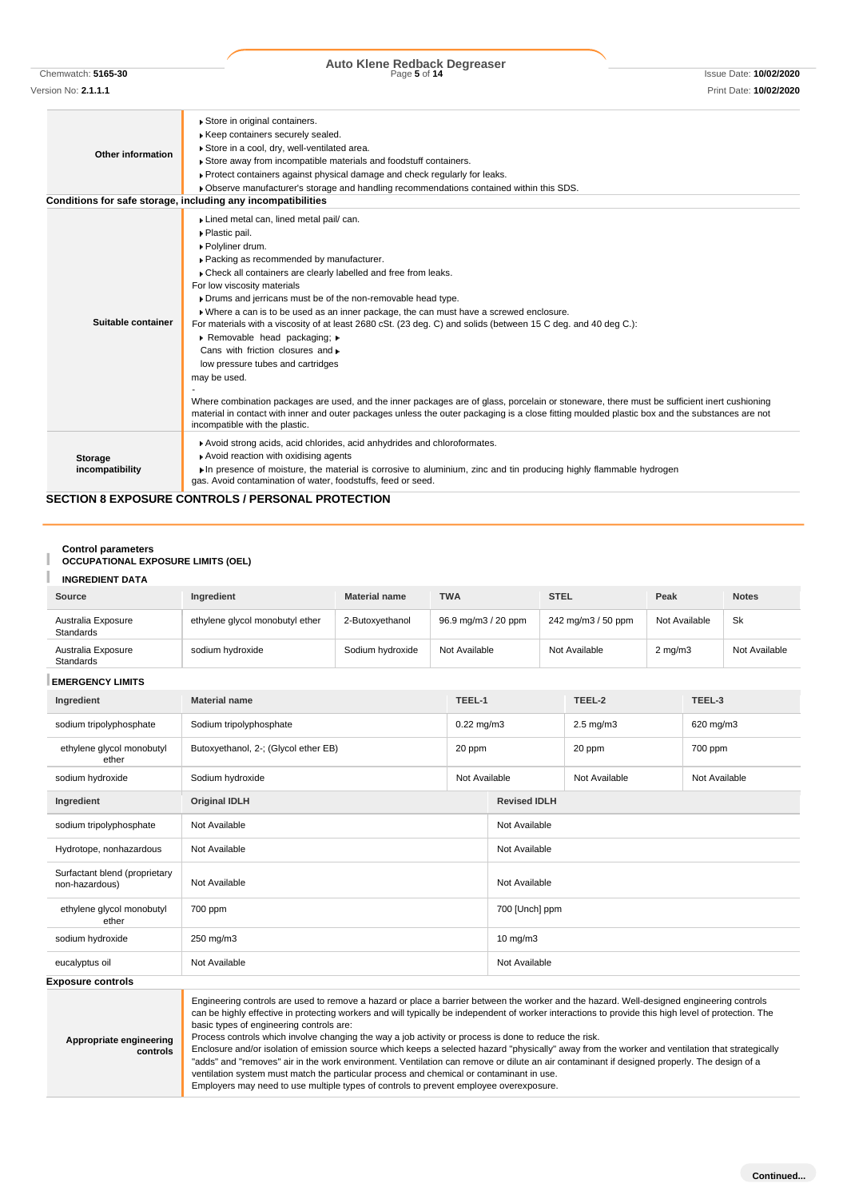| | |
|---|---|
| **Other information** | ▸ Store in original containers.<br>▸ Keep containers securely sealed.<br>▸ Store in a cool, dry, well-ventilated area.<br>▸ Store away from incompatible materials and foodstuff containers.<br>▸ Protect containers against physical damage and check regularly for leaks.<br>▸ Observe manufacturer's storage and handling recommendations contained within this SDS. |

**Conditions for safe storage, including any incompatibilities**

| | |
|---|---|
| **Suitable container** | ▸ Lined metal can, lined metal pail/ can.<br>▸ Plastic pail.<br>▸ Polyliner drum.<br>▸ Packing as recommended by manufacturer.<br>▸ Check all containers are clearly labelled and free from leaks.<br>For low viscosity materials<br>▸ Drums and jerricans must be of the non-removable head type.<br>▸ Where a can is to be used as an inner package, the can must have a screwed enclosure.<br>For materials with a viscosity of at least 2680 cSt. (23 deg. C) and solids (between 15 C deg. and 40 deg C.):<br>▸ Removable head packaging; ▸<br>Cans with friction closures and ▸<br>low pressure tubes and cartridges<br>may be used.<br>-<br>Where combination packages are used, and the inner packages are of glass, porcelain or stoneware, there must be sufficient inert cushioning material in contact with inner and outer packages unless the outer packaging is a close fitting moulded plastic box and the substances are not incompatible with the plastic. |
| **Storage incompatibility** | ▸ Avoid strong acids, acid chlorides, acid anhydrides and chloroformates.<br>▸ Avoid reaction with oxidising agents<br>▸ In presence of moisture, the material is corrosive to aluminium, zinc and tin producing highly flammable hydrogen gas. Avoid contamination of water, foodstuffs, feed or seed. |

## SECTION 8 EXPOSURE CONTROLS / PERSONAL PROTECTION

### Control parameters

**OCCUPATIONAL EXPOSURE LIMITS (OEL)**

**INGREDIENT DATA**

| Source | Ingredient | Material name | TWA | STEL | Peak | Notes |
|---|---|---|---|---|---|---|
| Australia Exposure Standards | ethylene glycol monobutyl ether | 2-Butoxyethanol | 96.9 mg/m3 / 20 ppm | 242 mg/m3 / 50 ppm | Not Available | Sk |
| Australia Exposure Standards | sodium hydroxide | Sodium hydroxide | Not Available | Not Available | 2 mg/m3 | Not Available |

**EMERGENCY LIMITS**

| Ingredient | Material name | TEEL-1 | TEEL-2 | TEEL-3 |
|---|---|---|---|---|
| sodium tripolyphosphate | Sodium tripolyphosphate | 0.22 mg/m3 | 2.5 mg/m3 | 620 mg/m3 |
| ethylene glycol monobutyl ether | Butoxyethanol, 2-; (Glycol ether EB) | 20 ppm | 20 ppm | 700 ppm |
| sodium hydroxide | Sodium hydroxide | Not Available | Not Available | Not Available |

| Ingredient | Original IDLH | Revised IDLH |
|---|---|---|
| sodium tripolyphosphate | Not Available | Not Available |
| Hydrotope, nonhazardous | Not Available | Not Available |
| Surfactant blend (proprietary non-hazardous) | Not Available | Not Available |
| ethylene glycol monobutyl ether | 700 ppm | 700 [Unch] ppm |
| sodium hydroxide | 250 mg/m3 | 10 mg/m3 |
| eucalyptus oil | Not Available | Not Available |

### Exposure controls

| | |
|---|---|
| **Appropriate engineering controls** | Engineering controls are used to remove a hazard or place a barrier between the worker and the hazard. Well-designed engineering controls can be highly effective in protecting workers and will typically be independent of worker interactions to provide this high level of protection. The basic types of engineering controls are:<br>Process controls which involve changing the way a job activity or process is done to reduce the risk.<br>Enclosure and/or isolation of emission source which keeps a selected hazard "physically" away from the worker and ventilation that strategically "adds" and "removes" air in the work environment. Ventilation can remove or dilute an air contaminant if designed properly. The design of a ventilation system must match the particular process and chemical or contaminant in use.<br>Employers may need to use multiple types of controls to prevent employee overexposure. |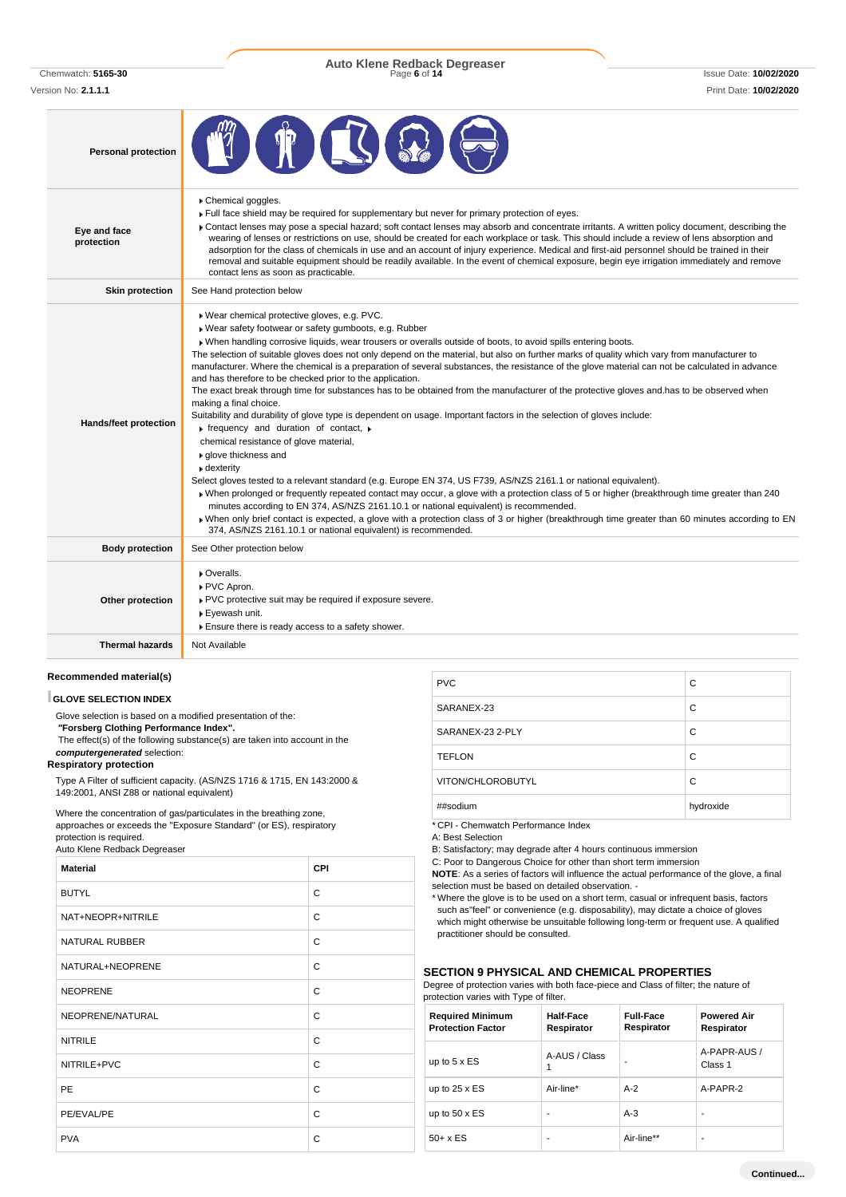| | |
|---|---|
| **Personal protection** | |
| **Eye and face protection** | ▸ Chemical goggles.<br>▸ Full face shield may be required for supplementary but never for primary protection of eyes.<br>▸ Contact lenses may pose a special hazard; soft contact lenses may absorb and concentrate irritants. A written policy document, describing the wearing of lenses or restrictions on use, should be created for each workplace or task. This should include a review of lens absorption and adsorption for the class of chemicals in use and an account of injury experience. Medical and first-aid personnel should be trained in their removal and suitable equipment should be readily available. In the event of chemical exposure, begin eye irrigation immediately and remove contact lens as soon as practicable. |
| **Skin protection** | See Hand protection below |
| **Hands/feet protection** | ▸ Wear chemical protective gloves, e.g. PVC.<br>▸ Wear safety footwear or safety gumboots, e.g. Rubber<br>▸ When handling corrosive liquids, wear trousers or overalls outside of boots, to avoid spills entering boots.<br>The selection of suitable gloves does not only depend on the material, but also on further marks of quality which vary from manufacturer to manufacturer. Where the chemical is a preparation of several substances, the resistance of the glove material can not be calculated in advance and has therefore to be checked prior to the application.<br>The exact break through time for substances has to be obtained from the manufacturer of the protective gloves and.has to be observed when making a final choice.<br>Suitability and durability of glove type is dependent on usage. Important factors in the selection of gloves include:<br>▸ frequency and duration of contact, ▸ chemical resistance of glove material,<br>▸ glove thickness and<br>▸ dexterity<br>Select gloves tested to a relevant standard (e.g. Europe EN 374, US F739, AS/NZS 2161.1 or national equivalent).<br>▸ When prolonged or frequently repeated contact may occur, a glove with a protection class of 5 or higher (breakthrough time greater than 240 minutes according to EN 374, AS/NZS 2161.10.1 or national equivalent) is recommended.<br>▸ When only brief contact is expected, a glove with a protection class of 3 or higher (breakthrough time greater than 60 minutes according to EN 374, AS/NZS 2161.10.1 or national equivalent) is recommended. |
| **Body protection** | See Other protection below |
| **Other protection** | ▸ Overalls.<br>▸ PVC Apron.<br>▸ PVC protective suit may be required if exposure severe.<br>▸ Eyewash unit.<br>▸ Ensure there is ready access to a safety shower. |
| **Thermal hazards** | Not Available |

### Recommended material(s)

**GLOVE SELECTION INDEX**

Glove selection is based on a modified presentation of the:
***"Forsberg Clothing Performance Index".***
The effect(s) of the following substance(s) are taken into account in the ***computergenerated*** selection:
Auto Klene Redback Degreaser

| Material | CPI |
|---|---|
| BUTYL | C |
| NAT+NEOPR+NITRILE | C |
| NATURAL RUBBER | C |
| NATURAL+NEOPRENE | C |
| NEOPRENE | C |
| NEOPRENE/NATURAL | C |
| NITRILE | C |
| NITRILE+PVC | C |
| PE | C |
| PE/EVAL/PE | C |
| PVA | C |
| PVC | C |
| SARANEX-23 | C |
| SARANEX-23 2-PLY | C |
| TEFLON | C |
| VITON/CHLOROBUTYL | C |
| ##sodium | hydroxide |

* CPI - Chemwatch Performance Index
A: Best Selection
B: Satisfactory; may degrade after 4 hours continuous immersion
C: Poor to Dangerous Choice for other than short term immersion
**NOTE**: As a series of factors will influence the actual performance of the glove, a final selection must be based on detailed observation. -
* Where the glove is to be used on a short term, casual or infrequent basis, factors such as"feel" or convenience (e.g. disposability), may dictate a choice of gloves which might otherwise be unsuitable following long-term or frequent use. A qualified practitioner should be consulted.

### Respiratory protection

Type A Filter of sufficient capacity. (AS/NZS 1716 & 1715, EN 143:2000 & 149:2001, ANSI Z88 or national equivalent)

Where the concentration of gas/particulates in the breathing zone, approaches or exceeds the "Exposure Standard" (or ES), respiratory protection is required.
Degree of protection varies with both face-piece and Class of filter; the nature of protection varies with Type of filter.

| Required Minimum Protection Factor | Half-Face Respirator | Full-Face Respirator | Powered Air Respirator |
|---|---|---|---|
| up to 5 x ES | A-AUS / Class 1 | - | A-PAPR-AUS / Class 1 |
| up to 25 x ES | Air-line* | A-2 | A-PAPR-2 |
| up to 50 x ES | - | A-3 | - |
| 50+ x ES | - | Air-line** | - |

## SECTION 9 PHYSICAL AND CHEMICAL PROPERTIES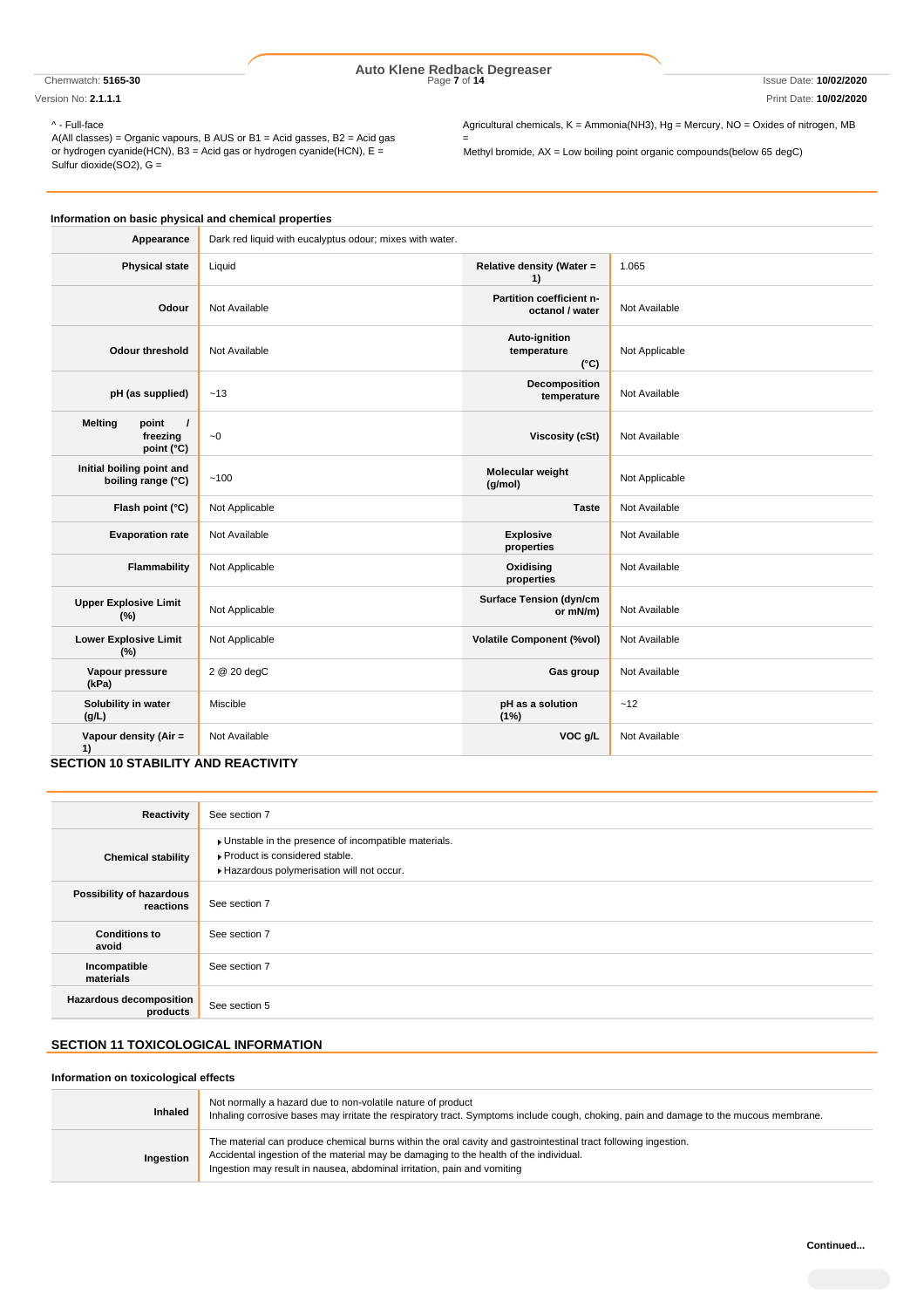^ - Full-face
A(All classes) = Organic vapours, B AUS or B1 = Acid gasses, B2 = Acid gas or hydrogen cyanide(HCN), B3 = Acid gas or hydrogen cyanide(HCN), E = Sulfur dioxide(SO2), G = Agricultural chemicals, K = Ammonia(NH3), Hg = Mercury, NO = Oxides of nitrogen, MB = Methyl bromide, AX = Low boiling point organic compounds(below 65 degC)

### Information on basic physical and chemical properties

| | | | |
|---|---|---|---|
| **Appearance** | Dark red liquid with eucalyptus odour; mixes with water. | | |
| **Physical state** | Liquid | **Relative density (Water = 1)** | 1.065 |
| **Odour** | Not Available | **Partition coefficient n-octanol / water** | Not Available |
| **Odour threshold** | Not Available | **Auto-ignition temperature (°C)** | Not Applicable |
| **pH (as supplied)** | ~13 | **Decomposition temperature** | Not Available |
| **Melting point / freezing point (°C)** | ~0 | **Viscosity (cSt)** | Not Available |
| **Initial boiling point and boiling range (°C)** | ~100 | **Molecular weight (g/mol)** | Not Applicable |
| **Flash point (°C)** | Not Applicable | **Taste** | Not Available |
| **Evaporation rate** | Not Available | **Explosive properties** | Not Available |
| **Flammability** | Not Applicable | **Oxidising properties** | Not Available |
| **Upper Explosive Limit (%)** | Not Applicable | **Surface Tension (dyn/cm or mN/m)** | Not Available |
| **Lower Explosive Limit (%)** | Not Applicable | **Volatile Component (%vol)** | Not Available |
| **Vapour pressure (kPa)** | 2 @ 20 degC | **Gas group** | Not Available |
| **Solubility in water (g/L)** | Miscible | **pH as a solution (1%)** | ~12 |
| **Vapour density (Air = 1)** | Not Available | **VOC g/L** | Not Available |

## SECTION 10 STABILITY AND REACTIVITY

| | |
|---|---|
| **Reactivity** | See section 7 |
| **Chemical stability** | ▸ Unstable in the presence of incompatible materials.<br>▸ Product is considered stable.<br>▸ Hazardous polymerisation will not occur. |
| **Possibility of hazardous reactions** | See section 7 |
| **Conditions to avoid** | See section 7 |
| **Incompatible materials** | See section 7 |
| **Hazardous decomposition products** | See section 5 |

## SECTION 11 TOXICOLOGICAL INFORMATION

### Information on toxicological effects

| | |
|---|---|
| **Inhaled** | Not normally a hazard due to non-volatile nature of product<br>Inhaling corrosive bases may irritate the respiratory tract. Symptoms include cough, choking, pain and damage to the mucous membrane. |
| **Ingestion** | The material can produce chemical burns within the oral cavity and gastrointestinal tract following ingestion.<br>Accidental ingestion of the material may be damaging to the health of the individual.<br>Ingestion may result in nausea, abdominal irritation, pain and vomiting |

**Continued...**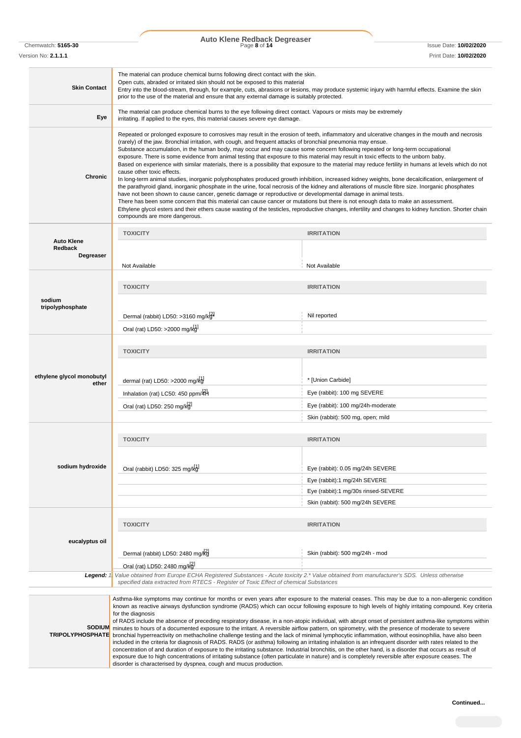| | |
|---|---|
| **Skin Contact** | The material can produce chemical burns following direct contact with the skin. Open cuts, abraded or irritated skin should not be exposed to this material Entry into the blood-stream, through, for example, cuts, abrasions or lesions, may produce systemic injury with harmful effects. Examine the skin prior to the use of the material and ensure that any external damage is suitably protected. |
| **Eye** | The material can produce chemical burns to the eye following direct contact. Vapours or mists may be extremely irritating. If applied to the eyes, this material causes severe eye damage. |
| **Chronic** | Repeated or prolonged exposure to corrosives may result in the erosion of teeth, inflammatory and ulcerative changes in the mouth and necrosis (rarely) of the jaw. Bronchial irritation, with cough, and frequent attacks of bronchial pneumonia may ensue. Substance accumulation, in the human body, may occur and may cause some concern following repeated or long-term occupational exposure. There is some evidence from animal testing that exposure to this material may result in toxic effects to the unborn baby. Based on experience with similar materials, there is a possibility that exposure to the material may reduce fertility in humans at levels which do not cause other toxic effects. In long-term animal studies, inorganic polyphosphates produced growth inhibition, increased kidney weights, bone decalcification, enlargement of the parathyroid gland, inorganic phosphate in the urine, focal necrosis of the kidney and alterations of muscle fibre size. Inorganic phosphates have not been shown to cause cancer, genetic damage or reproductive or developmental damage in animal tests. There has been some concern that this material can cause cancer or mutations but there is not enough data to make an assessment. Ethylene glycol esters and their ethers cause wasting of the testicles, reproductive changes, infertility and changes to kidney function. Shorter chain compounds are more dangerous. |

| | TOXICITY | IRRITATION |
|---|---|---|
| **Auto Klene Redback Degreaser** | Not Available | Not Available |
| **sodium tripolyphosphate** | Dermal (rabbit) LD50: >3160 mg/kg[2] | Nil reported |
| | Oral (rat) LD50: >2000 mg/kg[1] | |
| **ethylene glycol monobutyl ether** | dermal (rat) LD50: >2000 mg/kg[1] | * [Union Carbide] |
| | Inhalation (rat) LC50: 450 ppm/4H[2] | Eye (rabbit): 100 mg SEVERE |
| | Oral (rat) LD50: 250 mg/kg[2] | Eye (rabbit): 100 mg/24h-moderate |
| | | Skin (rabbit): 500 mg, open; mild |
| **sodium hydroxide** | Oral (rabbit) LD50: 325 mg/kg[1] | Eye (rabbit): 0.05 mg/24h SEVERE |
| | | Eye (rabbit):1 mg/24h SEVERE |
| | | Eye (rabbit):1 mg/30s rinsed-SEVERE |
| | | Skin (rabbit): 500 mg/24h SEVERE |
| **eucalyptus oil** | Dermal (rabbit) LD50: 2480 mg/kg[2] | Skin (rabbit): 500 mg/24h - mod |
| | Oral (rat) LD50: 2480 mg/kg[2] | |

***Legend:*** *1. Value obtained from Europe ECHA Registered Substances - Acute toxicity 2.\* Value obtained from manufacturer's SDS. Unless otherwise specified data extracted from RTECS - Register of Toxic Effect of chemical Substances*

| | |
|---|---|
| **SODIUM TRIPOLYPHOSPHATE** | Asthma-like symptoms may continue for months or even years after exposure to the material ceases. This may be due to a non-allergenic condition known as reactive airways dysfunction syndrome (RADS) which can occur following exposure to high levels of highly irritating compound. Key criteria for the diagnosis of RADS include the absence of preceding respiratory disease, in a non-atopic individual, with abrupt onset of persistent asthma-like symptoms within minutes to hours of a documented exposure to the irritant. A reversible airflow pattern, on spirometry, with the presence of moderate to severe bronchial hyperreactivity on methacholine challenge testing and the lack of minimal lymphocytic inflammation, without eosinophilia, have also been included in the criteria for diagnosis of RADS. RADS (or asthma) following an irritating inhalation is an infrequent disorder with rates related to the concentration of and duration of exposure to the irritating substance. Industrial bronchitis, on the other hand, is a disorder that occurs as result of exposure due to high concentrations of irritating substance (often particulate in nature) and is completely reversible after exposure ceases. The disorder is characterised by dyspnea, cough and mucus production. |

**Continued...**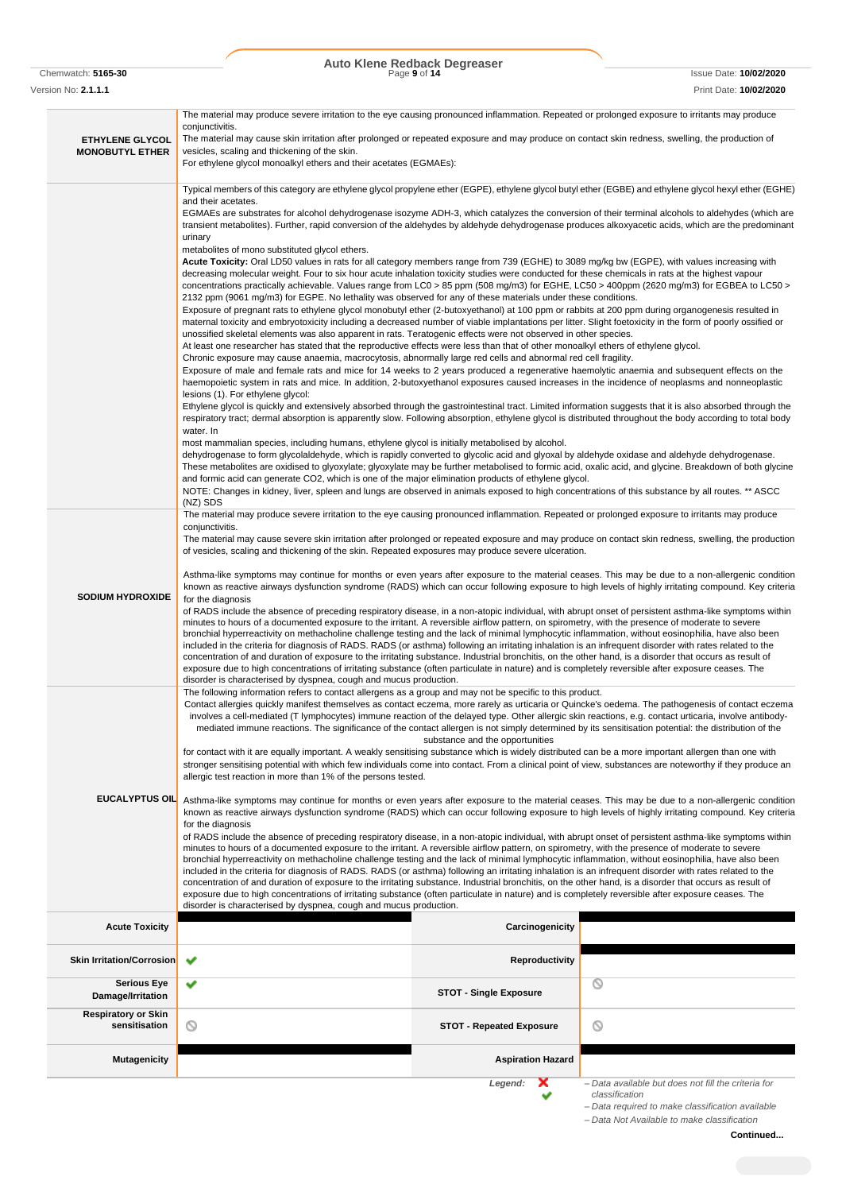| | |
|---|---|
| **ETHYLENE GLYCOL MONOBUTYL ETHER** | The material may produce severe irritation to the eye causing pronounced inflammation. Repeated or prolonged exposure to irritants may produce conjunctivitis.<br>The material may cause skin irritation after prolonged or repeated exposure and may produce on contact skin redness, swelling, the production of vesicles, scaling and thickening of the skin.<br>For ethylene glycol monoalkyl ethers and their acetates (EGMAEs): |
| | Typical members of this category are ethylene glycol propylene ether (EGPE), ethylene glycol butyl ether (EGBE) and ethylene glycol hexyl ether (EGHE) and their acetates.<br>EGMAEs are substrates for alcohol dehydrogenase isozyme ADH-3, which catalyzes the conversion of their terminal alcohols to aldehydes (which are transient metabolites). Further, rapid conversion of the aldehydes by aldehyde dehydrogenase produces alkoxyacetic acids, which are the predominant urinary<br>metabolites of mono substituted glycol ethers.<br>**Acute Toxicity:** Oral LD50 values in rats for all category members range from 739 (EGHE) to 3089 mg/kg bw (EGPE), with values increasing with decreasing molecular weight. Four to six hour acute inhalation toxicity studies were conducted for these chemicals in rats at the highest vapour concentrations practically achievable. Values range from LC0 > 85 ppm (508 mg/m3) for EGHE, LC50 > 400ppm (2620 mg/m3) for EGBEA to LC50 > 2132 ppm (9061 mg/m3) for EGPE. No lethality was observed for any of these materials under these conditions.<br>Exposure of pregnant rats to ethylene glycol monobutyl ether (2-butoxyethanol) at 100 ppm or rabbits at 200 ppm during organogenesis resulted in maternal toxicity and embryotoxicity including a decreased number of viable implantations per litter. Slight foetoxicity in the form of poorly ossified or unossified skeletal elements was also apparent in rats. Teratogenic effects were not observed in other species.<br>At least one researcher has stated that the reproductive effects were less than that of other monoalkyl ethers of ethylene glycol.<br>Chronic exposure may cause anaemia, macrocytosis, abnormally large red cells and abnormal red cell fragility.<br>Exposure of male and female rats and mice for 14 weeks to 2 years produced a regenerative haemolytic anaemia and subsequent effects on the haemopoietic system in rats and mice. In addition, 2-butoxyethanol exposures caused increases in the incidence of neoplasms and nonneoplastic lesions (1). For ethylene glycol:<br>Ethylene glycol is quickly and extensively absorbed through the gastrointestinal tract. Limited information suggests that it is also absorbed through the respiratory tract; dermal absorption is apparently slow. Following absorption, ethylene glycol is distributed throughout the body according to total body water. In<br>most mammalian species, including humans, ethylene glycol is initially metabolised by alcohol.<br>dehydrogenase to form glycolaldehyde, which is rapidly converted to glycolic acid and glyoxal by aldehyde oxidase and aldehyde dehydrogenase. These metabolites are oxidised to glyoxylate; glyoxylate may be further metabolised to formic acid, oxalic acid, and glycine. Breakdown of both glycine and formic acid can generate CO2, which is one of the major elimination products of ethylene glycol.<br>NOTE: Changes in kidney, liver, spleen and lungs are observed in animals exposed to high concentrations of this substance by all routes. ** ASCC (NZ) SDS |
| **SODIUM HYDROXIDE** | The material may produce severe irritation to the eye causing pronounced inflammation. Repeated or prolonged exposure to irritants may produce conjunctivitis.<br>The material may cause severe skin irritation after prolonged or repeated exposure and may produce on contact skin redness, swelling, the production of vesicles, scaling and thickening of the skin. Repeated exposures may produce severe ulceration.<br><br>Asthma-like symptoms may continue for months or even years after exposure to the material ceases. This may be due to a non-allergenic condition known as reactive airways dysfunction syndrome (RADS) which can occur following exposure to high levels of highly irritating compound. Key criteria for the diagnosis<br>of RADS include the absence of preceding respiratory disease, in a non-atopic individual, with abrupt onset of persistent asthma-like symptoms within minutes to hours of a documented exposure to the irritant. A reversible airflow pattern, on spirometry, with the presence of moderate to severe bronchial hyperreactivity on methacholine challenge testing and the lack of minimal lymphocytic inflammation, without eosinophilia, have also been included in the criteria for diagnosis of RADS. RADS (or asthma) following an irritating inhalation is an infrequent disorder with rates related to the concentration of and duration of exposure to the irritating substance. Industrial bronchitis, on the other hand, is a disorder that occurs as result of exposure due to high concentrations of irritating substance (often particulate in nature) and is completely reversible after exposure ceases. The disorder is characterised by dyspnea, cough and mucus production. |
| **EUCALYPTUS OIL** | The following information refers to contact allergens as a group and may not be specific to this product.<br>Contact allergies quickly manifest themselves as contact eczema, more rarely as urticaria or Quincke's oedema. The pathogenesis of contact eczema involves a cell-mediated (T lymphocytes) immune reaction of the delayed type. Other allergic skin reactions, e.g. contact urticaria, involve antibody-mediated immune reactions. The significance of the contact allergen is not simply determined by its sensitisation potential: the distribution of the substance and the opportunities<br>for contact with it are equally important. A weakly sensitising substance which is widely distributed can be a more important allergen than one with stronger sensitising potential with which few individuals come into contact. From a clinical point of view, substances are noteworthy if they produce an allergic test reaction in more than 1% of the persons tested.<br><br>Asthma-like symptoms may continue for months or even years after exposure to the material ceases. This may be due to a non-allergenic condition known as reactive airways dysfunction syndrome (RADS) which can occur following exposure to high levels of highly irritating compound. Key criteria for the diagnosis<br>of RADS include the absence of preceding respiratory disease, in a non-atopic individual, with abrupt onset of persistent asthma-like symptoms within minutes to hours of a documented exposure to the irritant. A reversible airflow pattern, on spirometry, with the presence of moderate to severe bronchial hyperreactivity on methacholine challenge testing and the lack of minimal lymphocytic inflammation, without eosinophilia, have also been included in the criteria for diagnosis of RADS. RADS (or asthma) following an irritating inhalation is an infrequent disorder with rates related to the concentration of and duration of exposure to the irritating substance. Industrial bronchitis, on the other hand, is a disorder that occurs as result of exposure due to high concentrations of irritating substance (often particulate in nature) and is completely reversible after exposure ceases. The disorder is characterised by dyspnea, cough and mucus production. |

| | | | |
|---|---|---|---|
| **Acute Toxicity** | | **Carcinogenicity** | |
| **Skin Irritation/Corrosion** | ✔ | **Reproductivity** | |
| **Serious Eye Damage/Irritation** | ✔ | **STOT - Single Exposure** | ⃠ |
| **Respiratory or Skin sensitisation** | ⃠ | **STOT - Repeated Exposure** | ⃠ |
| **Mutagenicity** | | **Aspiration Hazard** | |

*Legend:* ✘ – Data available but does not fill the criteria for classification
✔ – Data required to make classification available
⃠ – Data Not Available to make classification

**Continued...**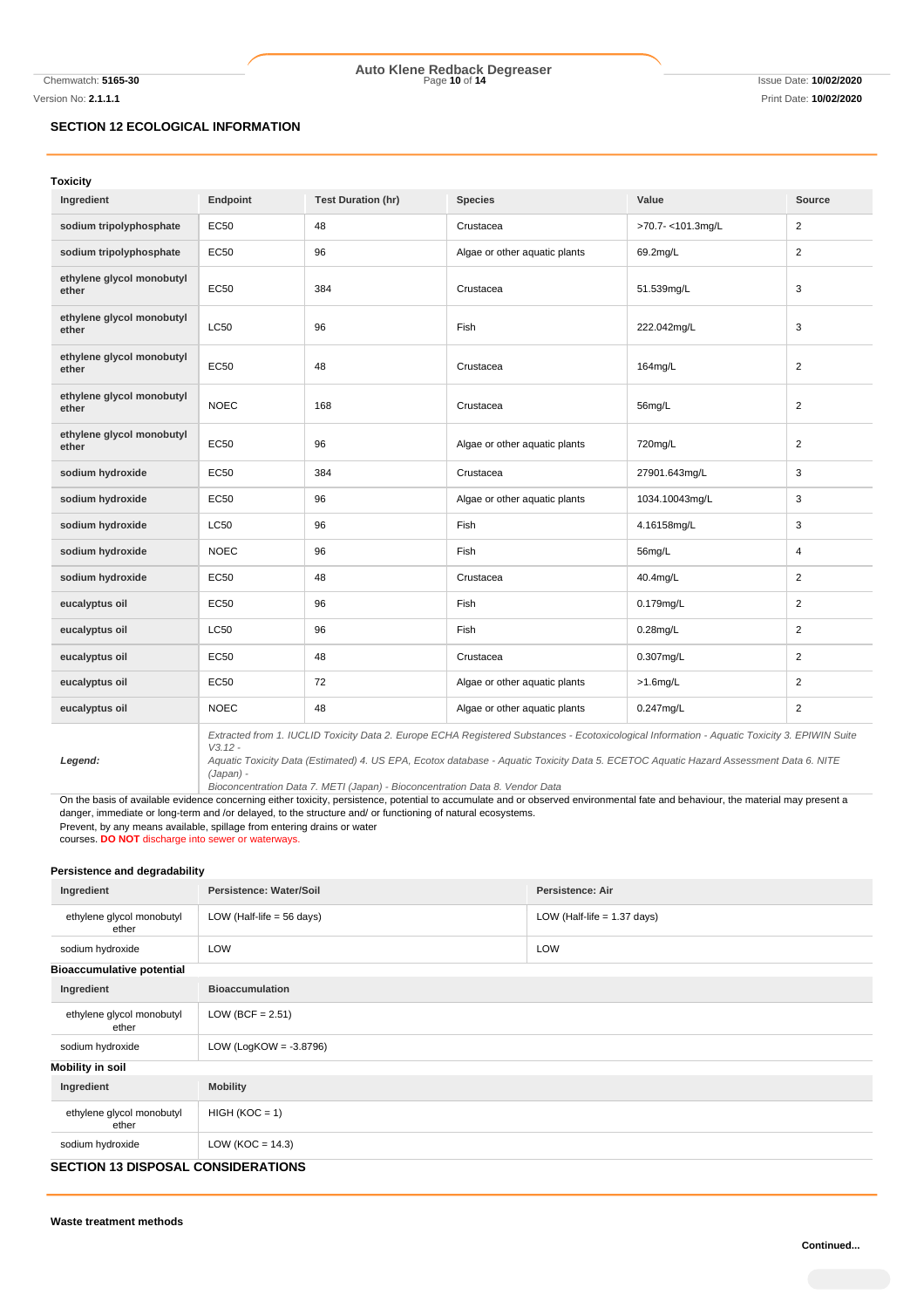## SECTION 12 ECOLOGICAL INFORMATION

### Toxicity

| Ingredient | Endpoint | Test Duration (hr) | Species | Value | Source |
|---|---|---|---|---|---|
| sodium tripolyphosphate | EC50 | 48 | Crustacea | >70.7- <101.3mg/L | 2 |
| sodium tripolyphosphate | EC50 | 96 | Algae or other aquatic plants | 69.2mg/L | 2 |
| ethylene glycol monobutyl ether | EC50 | 384 | Crustacea | 51.539mg/L | 3 |
| ethylene glycol monobutyl ether | LC50 | 96 | Fish | 222.042mg/L | 3 |
| ethylene glycol monobutyl ether | EC50 | 48 | Crustacea | 164mg/L | 2 |
| ethylene glycol monobutyl ether | NOEC | 168 | Crustacea | 56mg/L | 2 |
| ethylene glycol monobutyl ether | EC50 | 96 | Algae or other aquatic plants | 720mg/L | 2 |
| sodium hydroxide | EC50 | 384 | Crustacea | 27901.643mg/L | 3 |
| sodium hydroxide | EC50 | 96 | Algae or other aquatic plants | 1034.10043mg/L | 3 |
| sodium hydroxide | LC50 | 96 | Fish | 4.16158mg/L | 3 |
| sodium hydroxide | NOEC | 96 | Fish | 56mg/L | 4 |
| sodium hydroxide | EC50 | 48 | Crustacea | 40.4mg/L | 2 |
| eucalyptus oil | EC50 | 96 | Fish | 0.179mg/L | 2 |
| eucalyptus oil | LC50 | 96 | Fish | 0.28mg/L | 2 |
| eucalyptus oil | EC50 | 48 | Crustacea | 0.307mg/L | 2 |
| eucalyptus oil | EC50 | 72 | Algae or other aquatic plants | >1.6mg/L | 2 |
| eucalyptus oil | NOEC | 48 | Algae or other aquatic plants | 0.247mg/L | 2 |
| ***Legend:*** | *Extracted from 1. IUCLID Toxicity Data 2. Europe ECHA Registered Substances - Ecotoxicological Information - Aquatic Toxicity 3. EPIWIN Suite V3.12 - Aquatic Toxicity Data (Estimated) 4. US EPA, Ecotox database - Aquatic Toxicity Data 5. ECETOC Aquatic Hazard Assessment Data 6. NITE (Japan) - Bioconcentration Data 7. METI (Japan) - Bioconcentration Data 8. Vendor Data* | | | | |

On the basis of available evidence concerning either toxicity, persistence, potential to accumulate and or observed environmental fate and behaviour, the material may present a danger, immediate or long-term and /or delayed, to the structure and/ or functioning of natural ecosystems.
Prevent, by any means available, spillage from entering drains or water courses. **DO NOT** discharge into sewer or waterways.

### Persistence and degradability

| Ingredient | Persistence: Water/Soil | Persistence: Air |
|---|---|---|
| ethylene glycol monobutyl ether | LOW (Half-life = 56 days) | LOW (Half-life = 1.37 days) |
| sodium hydroxide | LOW | LOW |

### Bioaccumulative potential

| Ingredient | Bioaccumulation |
|---|---|
| ethylene glycol monobutyl ether | LOW (BCF = 2.51) |
| sodium hydroxide | LOW (LogKOW = -3.8796) |

### Mobility in soil

| Ingredient | Mobility |
|---|---|
| ethylene glycol monobutyl ether | HIGH (KOC = 1) |
| sodium hydroxide | LOW (KOC = 14.3) |

## SECTION 13 DISPOSAL CONSIDERATIONS

### Waste treatment methods

**Continued...**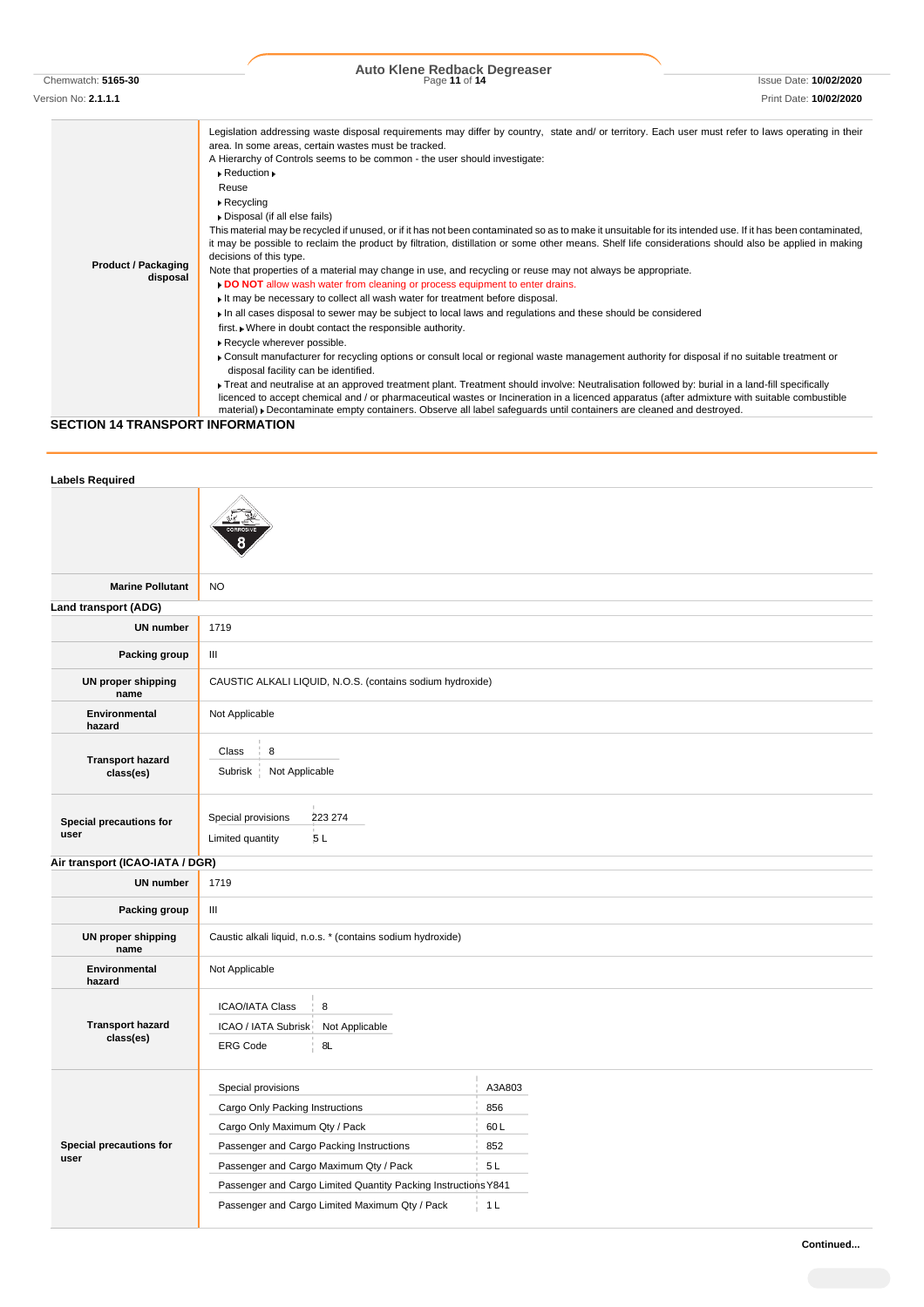| | |
|---|---|
| **Product / Packaging disposal** | Legislation addressing waste disposal requirements may differ by country, state and/ or territory. Each user must refer to laws operating in their area. In some areas, certain wastes must be tracked.<br>A Hierarchy of Controls seems to be common - the user should investigate:<br>▸ Reduction ▸<br>Reuse<br>▸ Recycling<br>▸ Disposal (if all else fails)<br>This material may be recycled if unused, or if it has not been contaminated so as to make it unsuitable for its intended use. If it has been contaminated, it may be possible to reclaim the product by filtration, distillation or some other means. Shelf life considerations should also be applied in making decisions of this type.<br>Note that properties of a material may change in use, and recycling or reuse may not always be appropriate.<br>▸ **DO NOT** allow wash water from cleaning or process equipment to enter drains.<br>▸ It may be necessary to collect all wash water for treatment before disposal.<br>▸ In all cases disposal to sewer may be subject to local laws and regulations and these should be considered first. ▸ Where in doubt contact the responsible authority.<br>▸ Recycle wherever possible.<br>▸ Consult manufacturer for recycling options or consult local or regional waste management authority for disposal if no suitable treatment or disposal facility can be identified.<br>▸ Treat and neutralise at an approved treatment plant. Treatment should involve: Neutralisation followed by: burial in a land-fill specifically licenced to accept chemical and / or pharmaceutical wastes or Incineration in a licenced apparatus (after admixture with suitable combustible material) ▸ Decontaminate empty containers. Observe all label safeguards until containers are cleaned and destroyed. |

## SECTION 14 TRANSPORT INFORMATION

### Labels Required

| | |
|---|---|
| | CORROSIVE 8 |
| **Marine Pollutant** | NO |

### Land transport (ADG)

| | |
|---|---|
| **UN number** | 1719 |
| **Packing group** | III |
| **UN proper shipping name** | CAUSTIC ALKALI LIQUID, N.O.S. (contains sodium hydroxide) |
| **Environmental hazard** | Not Applicable |
| **Transport hazard class(es)** | Class: 8<br>Subrisk: Not Applicable |
| **Special precautions for user** | Special provisions: 223 274<br>Limited quantity: 5 L |

### Air transport (ICAO-IATA / DGR)

| | |
|---|---|
| **UN number** | 1719 |
| **Packing group** | III |
| **UN proper shipping name** | Caustic alkali liquid, n.o.s. * (contains sodium hydroxide) |
| **Environmental hazard** | Not Applicable |
| **Transport hazard class(es)** | ICAO/IATA Class: 8<br>ICAO / IATA Subrisk: Not Applicable<br>ERG Code: 8L |
| **Special precautions for user** | Special provisions: A3A803<br>Cargo Only Packing Instructions: 856<br>Cargo Only Maximum Qty / Pack: 60 L<br>Passenger and Cargo Packing Instructions: 852<br>Passenger and Cargo Maximum Qty / Pack: 5 L<br>Passenger and Cargo Limited Quantity Packing Instructions: Y841<br>Passenger and Cargo Limited Maximum Qty / Pack: 1 L |

**Continued...**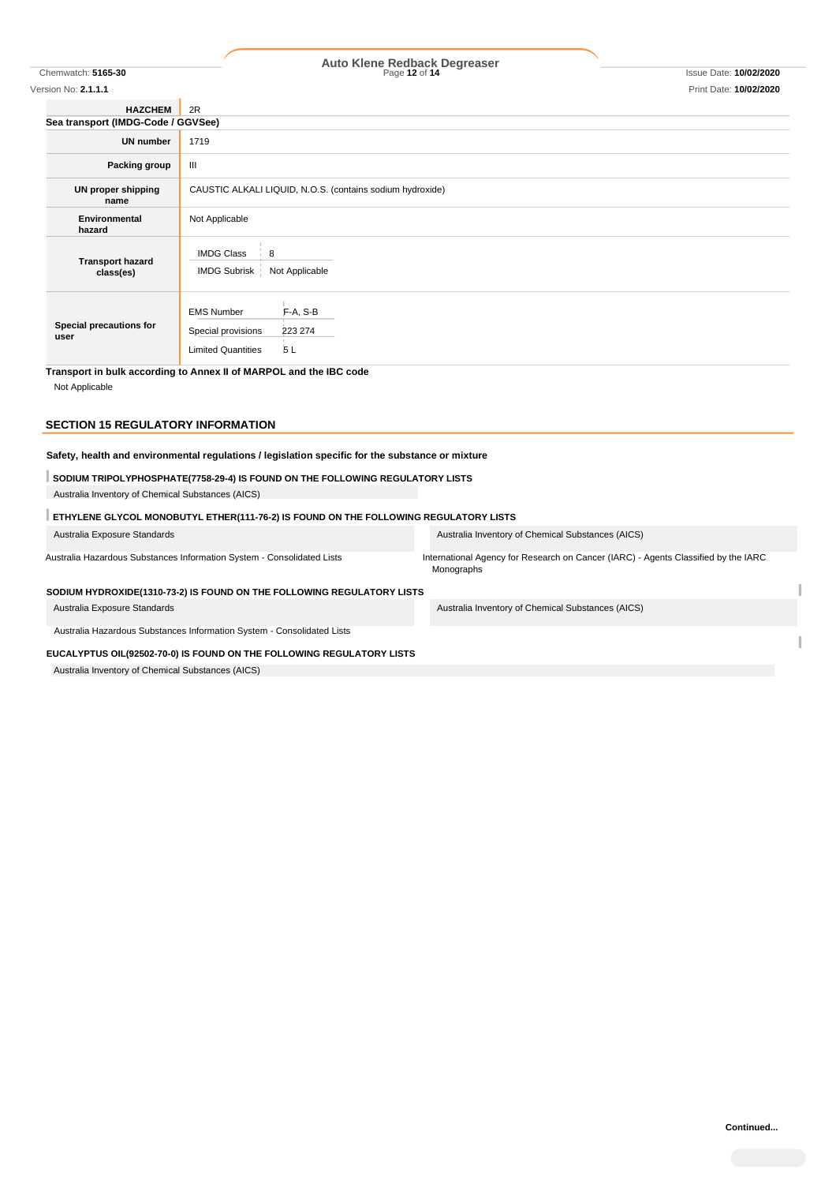| | |
|---|---|
| **HAZCHEM** | 2R |

**Sea transport (IMDG-Code / GGVSee)**

| | |
|---|---|
| **UN number** | 1719 |
| **Packing group** | III |
| **UN proper shipping name** | CAUSTIC ALKALI LIQUID, N.O.S. (contains sodium hydroxide) |
| **Environmental hazard** | Not Applicable |
| **Transport hazard class(es)** | IMDG Class: 8<br>IMDG Subrisk: Not Applicable |
| **Special precautions for user** | EMS Number: F-A, S-B<br>Special provisions: 223 274<br>Limited Quantities: 5 L |

**Transport in bulk according to Annex II of MARPOL and the IBC code**

Not Applicable

## SECTION 15 REGULATORY INFORMATION

**Safety, health and environmental regulations / legislation specific for the substance or mixture**

**SODIUM TRIPOLYPHOSPHATE(7758-29-4) IS FOUND ON THE FOLLOWING REGULATORY LISTS**

Australia Inventory of Chemical Substances (AICS)

**ETHYLENE GLYCOL MONOBUTYL ETHER(111-76-2) IS FOUND ON THE FOLLOWING REGULATORY LISTS**

| | |
|---|---|
| Australia Exposure Standards | Australia Inventory of Chemical Substances (AICS) |
| Australia Hazardous Substances Information System - Consolidated Lists | International Agency for Research on Cancer (IARC) - Agents Classified by the IARC Monographs |

**SODIUM HYDROXIDE(1310-73-2) IS FOUND ON THE FOLLOWING REGULATORY LISTS**

| | |
|---|---|
| Australia Exposure Standards | Australia Inventory of Chemical Substances (AICS) |
| Australia Hazardous Substances Information System - Consolidated Lists | |

**EUCALYPTUS OIL(92502-70-0) IS FOUND ON THE FOLLOWING REGULATORY LISTS**

Australia Inventory of Chemical Substances (AICS)

**Continued...**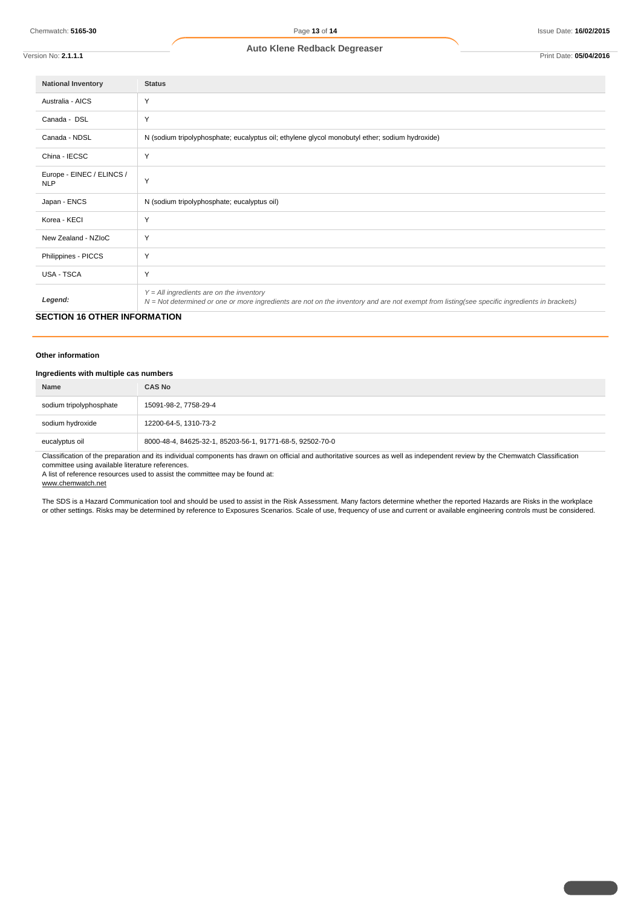| National Inventory | Status |
| --- | --- |
| Australia - AICS | Y |
| Canada - DSL | Y |
| Canada - NDSL | N (sodium tripolyphosphate; eucalyptus oil; ethylene glycol monobutyl ether; sodium hydroxide) |
| China - IECSC | Y |
| Europe - EINEC / ELINCS / NLP | Y |
| Japan - ENCS | N (sodium tripolyphosphate; eucalyptus oil) |
| Korea - KECI | Y |
| New Zealand - NZIoC | Y |
| Philippines - PICCS | Y |
| USA - TSCA | Y |
| ***Legend:*** | *Y = All ingredients are on the inventory*<br>*N = Not determined or one or more ingredients are not on the inventory and are not exempt from listing(see specific ingredients in brackets)* |

## SECTION 16 OTHER INFORMATION

### Other information

### Ingredients with multiple cas numbers

| Name | CAS No |
| --- | --- |
| sodium tripolyphosphate | 15091-98-2, 7758-29-4 |
| sodium hydroxide | 12200-64-5, 1310-73-2 |
| eucalyptus oil | 8000-48-4, 84625-32-1, 85203-56-1, 91771-68-5, 92502-70-0 |

Classification of the preparation and its individual components has drawn on official and authoritative sources as well as independent review by the Chemwatch Classification committee using available literature references.
A list of reference resources used to assist the committee may be found at:
www.chemwatch.net

The SDS is a Hazard Communication tool and should be used to assist in the Risk Assessment. Many factors determine whether the reported Hazards are Risks in the workplace or other settings. Risks may be determined by reference to Exposures Scenarios. Scale of use, frequency of use and current or available engineering controls must be considered.